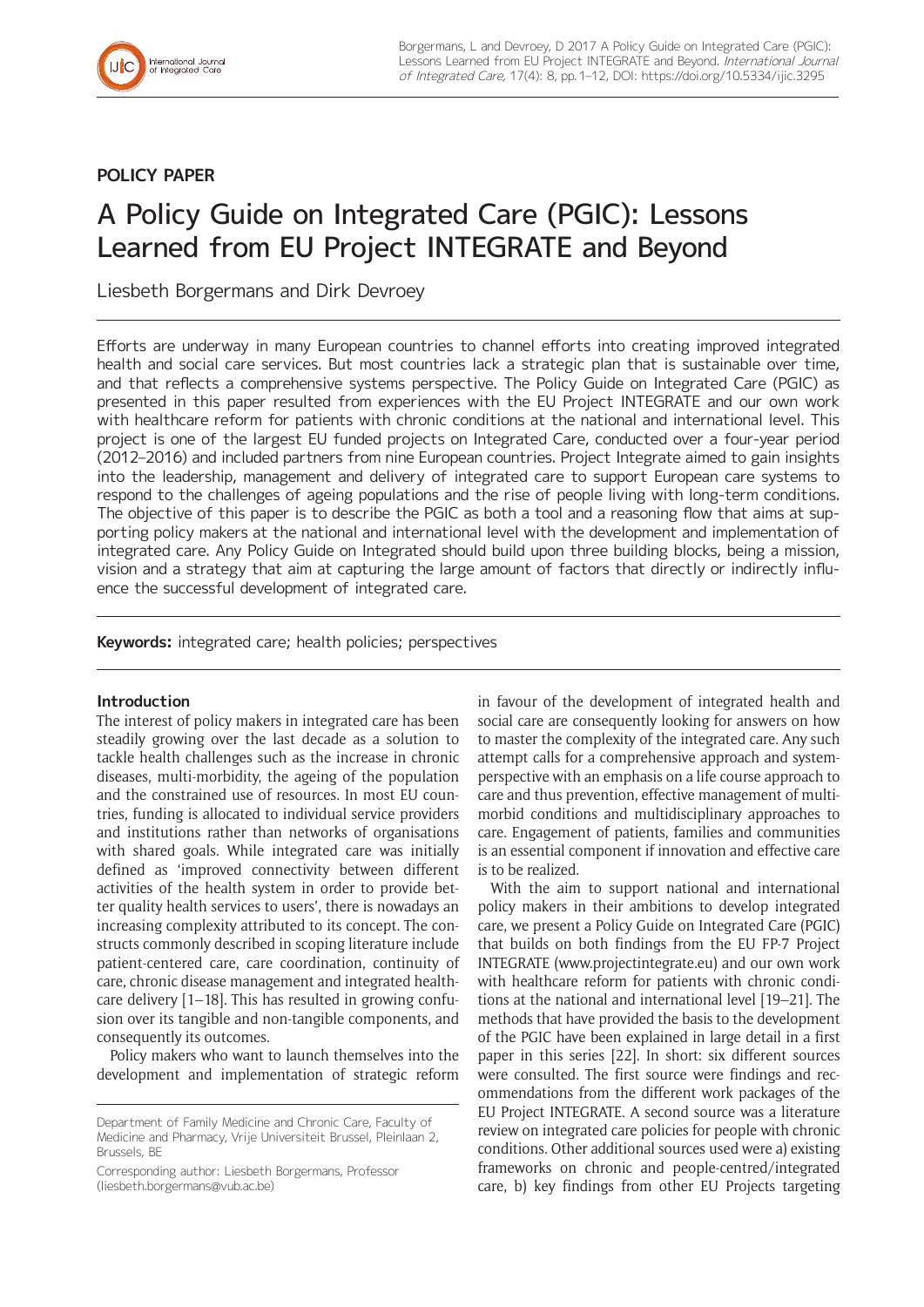**POLICY PAPER**

# A Policy Guide on Integrated Care (PGIC): Lessons Learned from EU Project INTEGRATE and Beyond

Liesbeth Borgermans and Dirk Devroey

Efforts are underway in many European countries to channel efforts into creating improved integrated health and social care services. But most countries lack a strategic plan that is sustainable over time, and that reflects a comprehensive systems perspective. The Policy Guide on Integrated Care (PGIC) as presented in this paper resulted from experiences with the EU Project INTEGRATE and our own work with healthcare reform for patients with chronic conditions at the national and international level. This project is one of the largest EU funded projects on Integrated Care, conducted over a four-year period (2012–2016) and included partners from nine European countries. Project Integrate aimed to gain insights into the leadership, management and delivery of integrated care to support European care systems to respond to the challenges of ageing populations and the rise of people living with long-term conditions. The objective of this paper is to describe the PGIC as both a tool and a reasoning flow that aims at supporting policy makers at the national and international level with the development and implementation of integrated care. Any Policy Guide on Integrated should build upon three building blocks, being a mission, vision and a strategy that aim at capturing the large amount of factors that directly or indirectly influence the successful development of integrated care.

**Keywords:** integrated care; health policies; perspectives

## Introduction

The interest of policy makers in integrated care has been steadily growing over the last decade as a solution to tackle health challenges such as the increase in chronic diseases, multi-morbidity, the ageing of the population and the constrained use of resources. In most EU countries, funding is allocated to individual service providers and institutions rather than networks of organisations with shared goals. While integrated care was initially defined as 'improved connectivity between different activities of the health system in order to provide better quality health services to users', there is nowadays an increasing complexity attributed to its concept. The constructs commonly described in scoping literature include patient-centered care, care coordination, continuity of care, chronic disease management and integrated healthcare delivery [1–18]. This has resulted in growing confusion over its tangible and non-tangible components, and consequently its outcomes.

Policy makers who want to launch themselves into the development and implementation of strategic reform in favour of the development of integrated health and social care are consequently looking for answers on how to master the complexity of the integrated care. Any such attempt calls for a comprehensive approach and system-perspective with an emphasis on a life course approach to care and thus prevention, effective management of multi-morbid conditions and multidisciplinary approaches to care. Engagement of patients, families and communities is an essential component if innovation and effective care is to be realized.

With the aim to support national and international policy makers in their ambitions to develop integrated care, we present a Policy Guide on Integrated Care (PGIC) that builds on both findings from the EU FP-7 Project INTEGRATE (www.projectintegrate.eu) and our own work with healthcare reform for patients with chronic conditions at the national and international level [19–21]. The methods that have provided the basis to the development of the PGIC have been explained in large detail in a first paper in this series [22]. In short: six different sources were consulted. The first source were findings and recommendations from the different work packages of the EU Project INTEGRATE. A second source was a literature review on integrated care policies for people with chronic conditions. Other additional sources used were a) existing frameworks on chronic and people-centred/integrated care, b) key findings from other EU Projects targeting

Department of Family Medicine and Chronic Care, Faculty of Medicine and Pharmacy, Vrije Universiteit Brussel, Pleinlaan 2, Brussels, BE

Corresponding author: Liesbeth Borgermans, Professor (liesbeth.borgermans@vub.ac.be)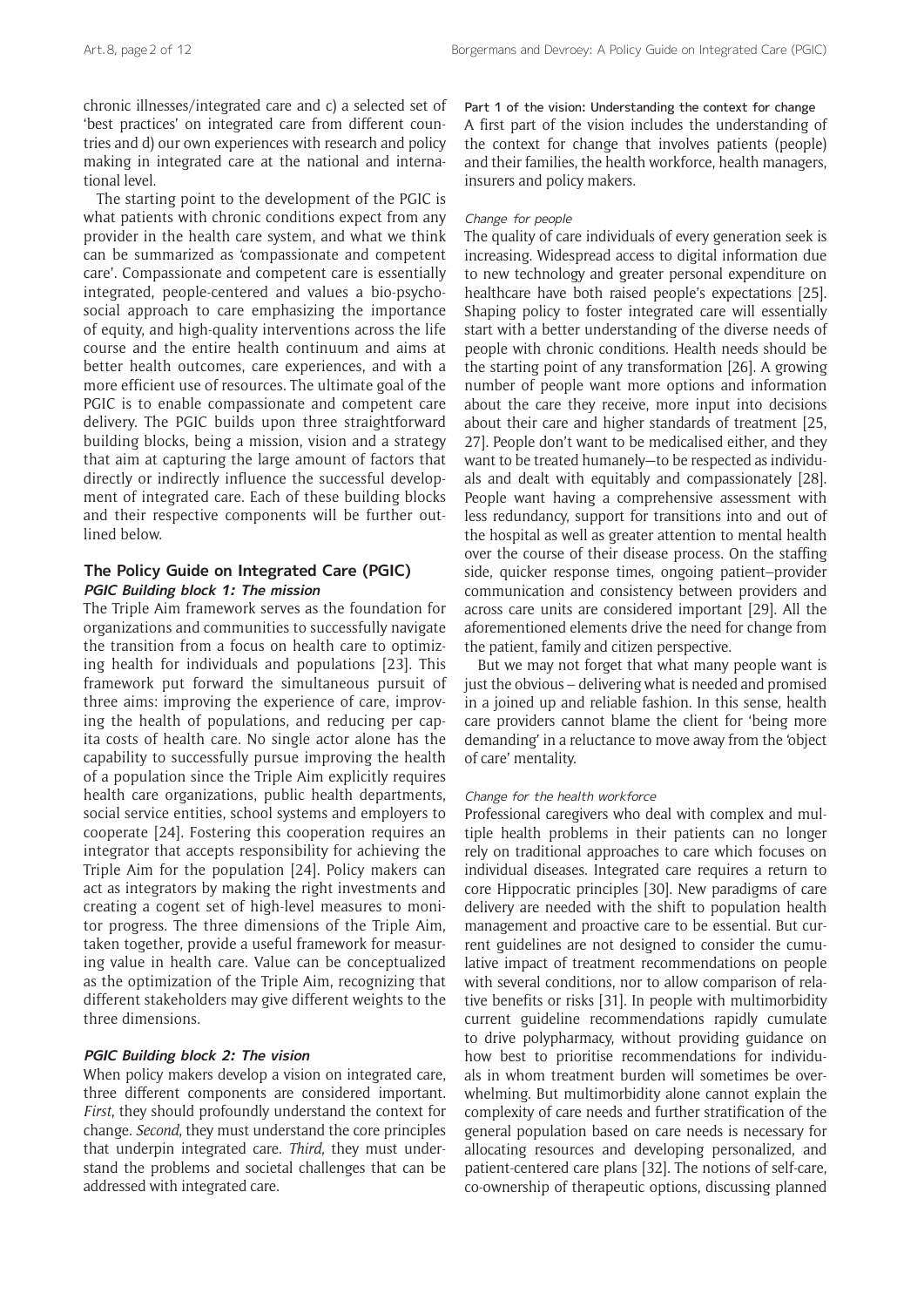chronic illnesses/integrated care and c) a selected set of 'best practices' on integrated care from different countries and d) our own experiences with research and policy making in integrated care at the national and international level.

The starting point to the development of the PGIC is what patients with chronic conditions expect from any provider in the health care system, and what we think can be summarized as 'compassionate and competent care'. Compassionate and competent care is essentially integrated, people-centered and values a bio-psychosocial approach to care emphasizing the importance of equity, and high-quality interventions across the life course and the entire health continuum and aims at better health outcomes, care experiences, and with a more efficient use of resources. The ultimate goal of the PGIC is to enable compassionate and competent care delivery. The PGIC builds upon three straightforward building blocks, being a mission, vision and a strategy that aim at capturing the large amount of factors that directly or indirectly influence the successful development of integrated care. Each of these building blocks and their respective components will be further outlined below.

## The Policy Guide on Integrated Care (PGIC)

### PGIC Building block 1: The mission

The Triple Aim framework serves as the foundation for organizations and communities to successfully navigate the transition from a focus on health care to optimizing health for individuals and populations [23]. This framework put forward the simultaneous pursuit of three aims: improving the experience of care, improving the health of populations, and reducing per capita costs of health care. No single actor alone has the capability to successfully pursue improving the health of a population since the Triple Aim explicitly requires health care organizations, public health departments, social service entities, school systems and employers to cooperate [24]. Fostering this cooperation requires an integrator that accepts responsibility for achieving the Triple Aim for the population [24]. Policy makers can act as integrators by making the right investments and creating a cogent set of high-level measures to monitor progress. The three dimensions of the Triple Aim, taken together, provide a useful framework for measuring value in health care. Value can be conceptualized as the optimization of the Triple Aim, recognizing that different stakeholders may give different weights to the three dimensions.

### PGIC Building block 2: The vision

When policy makers develop a vision on integrated care, three different components are considered important. *First*, they should profoundly understand the context for change. *Second*, they must understand the core principles that underpin integrated care. *Third*, they must understand the problems and societal challenges that can be addressed with integrated care.

#### Part 1 of the vision: Understanding the context for change

A first part of the vision includes the understanding of the context for change that involves patients (people) and their families, the health workforce, health managers, insurers and policy makers.

##### *Change for people*

The quality of care individuals of every generation seek is increasing. Widespread access to digital information due to new technology and greater personal expenditure on healthcare have both raised people's expectations [25]. Shaping policy to foster integrated care will essentially start with a better understanding of the diverse needs of people with chronic conditions. Health needs should be the starting point of any transformation [26]. A growing number of people want more options and information about the care they receive, more input into decisions about their care and higher standards of treatment [25, 27]. People don't want to be medicalised either, and they want to be treated humanely—to be respected as individuals and dealt with equitably and compassionately [28]. People want having a comprehensive assessment with less redundancy, support for transitions into and out of the hospital as well as greater attention to mental health over the course of their disease process. On the staffing side, quicker response times, ongoing patient–provider communication and consistency between providers and across care units are considered important [29]. All the aforementioned elements drive the need for change from the patient, family and citizen perspective.

But we may not forget that what many people want is just the obvious – delivering what is needed and promised in a joined up and reliable fashion. In this sense, health care providers cannot blame the client for 'being more demanding' in a reluctance to move away from the 'object of care' mentality.

##### *Change for the health workforce*

Professional caregivers who deal with complex and multiple health problems in their patients can no longer rely on traditional approaches to care which focuses on individual diseases. Integrated care requires a return to core Hippocratic principles [30]. New paradigms of care delivery are needed with the shift to population health management and proactive care to be essential. But current guidelines are not designed to consider the cumulative impact of treatment recommendations on people with several conditions, nor to allow comparison of relative benefits or risks [31]. In people with multimorbidity current guideline recommendations rapidly cumulate to drive polypharmacy, without providing guidance on how best to prioritise recommendations for individuals in whom treatment burden will sometimes be overwhelming. But multimorbidity alone cannot explain the complexity of care needs and further stratification of the general population based on care needs is necessary for allocating resources and developing personalized, and patient-centered care plans [32]. The notions of self-care, co-ownership of therapeutic options, discussing planned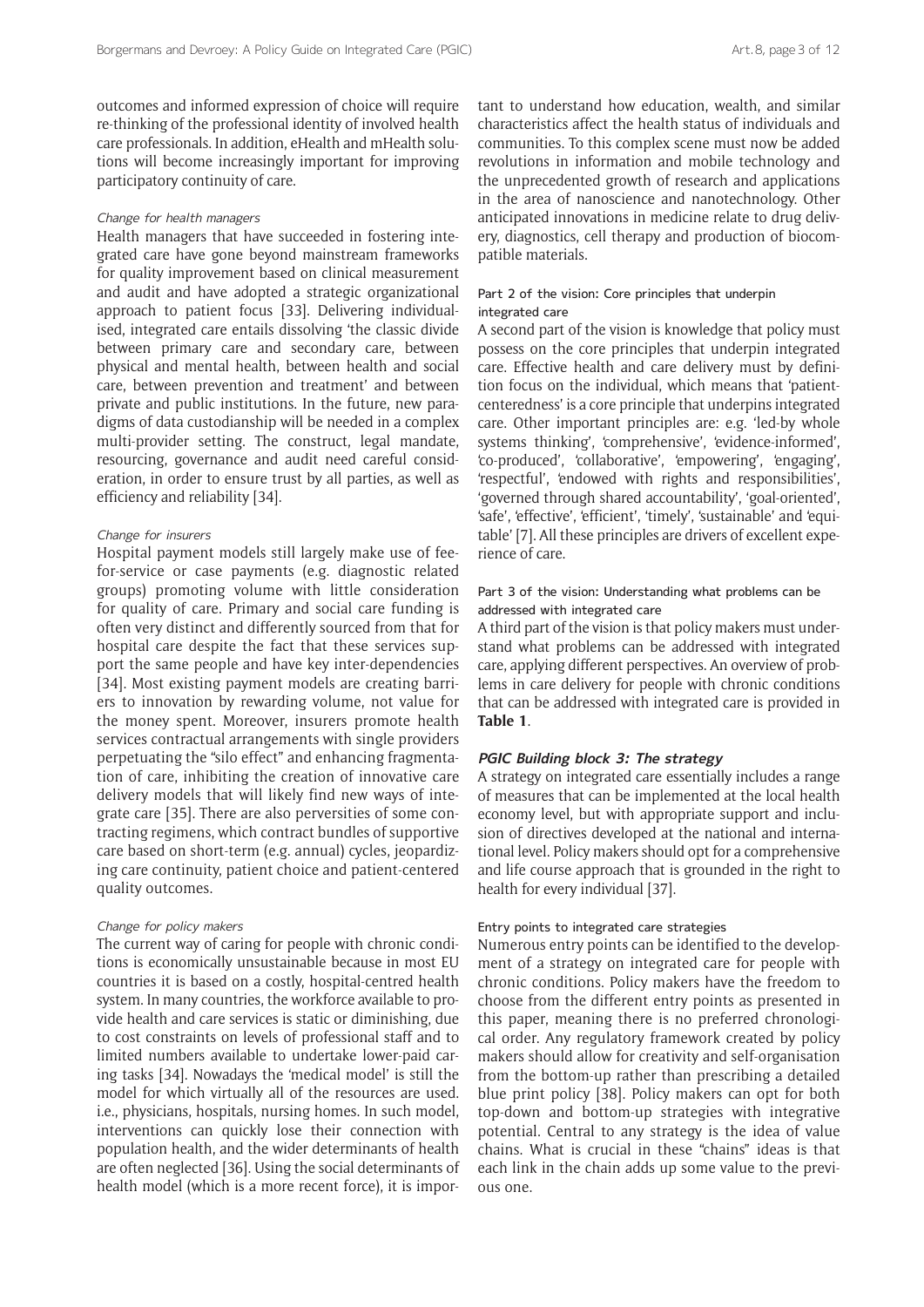outcomes and informed expression of choice will require re-thinking of the professional identity of involved health care professionals. In addition, eHealth and mHealth solutions will become increasingly important for improving participatory continuity of care.

#### *Change for health managers*

Health managers that have succeeded in fostering integrated care have gone beyond mainstream frameworks for quality improvement based on clinical measurement and audit and have adopted a strategic organizational approach to patient focus [33]. Delivering individualised, integrated care entails dissolving 'the classic divide between primary care and secondary care, between physical and mental health, between health and social care, between prevention and treatment' and between private and public institutions. In the future, new paradigms of data custodianship will be needed in a complex multi-provider setting. The construct, legal mandate, resourcing, governance and audit need careful consideration, in order to ensure trust by all parties, as well as efficiency and reliability [34].

#### *Change for insurers*

Hospital payment models still largely make use of fee-for-service or case payments (e.g. diagnostic related groups) promoting volume with little consideration for quality of care. Primary and social care funding is often very distinct and differently sourced from that for hospital care despite the fact that these services support the same people and have key inter-dependencies [34]. Most existing payment models are creating barriers to innovation by rewarding volume, not value for the money spent. Moreover, insurers promote health services contractual arrangements with single providers perpetuating the "silo effect" and enhancing fragmentation of care, inhibiting the creation of innovative care delivery models that will likely find new ways of integrate care [35]. There are also perversities of some contracting regimens, which contract bundles of supportive care based on short-term (e.g. annual) cycles, jeopardizing care continuity, patient choice and patient-centered quality outcomes.

#### *Change for policy makers*

The current way of caring for people with chronic conditions is economically unsustainable because in most EU countries it is based on a costly, hospital-centred health system. In many countries, the workforce available to provide health and care services is static or diminishing, due to cost constraints on levels of professional staff and to limited numbers available to undertake lower-paid caring tasks [34]. Nowadays the 'medical model' is still the model for which virtually all of the resources are used. i.e., physicians, hospitals, nursing homes. In such model, interventions can quickly lose their connection with population health, and the wider determinants of health are often neglected [36]. Using the social determinants of health model (which is a more recent force), it is important to understand how education, wealth, and similar characteristics affect the health status of individuals and communities. To this complex scene must now be added revolutions in information and mobile technology and the unprecedented growth of research and applications in the area of nanoscience and nanotechnology. Other anticipated innovations in medicine relate to drug delivery, diagnostics, cell therapy and production of biocompatible materials.

#### Part 2 of the vision: Core principles that underpin integrated care

A second part of the vision is knowledge that policy must possess on the core principles that underpin integrated care. Effective health and care delivery must by definition focus on the individual, which means that 'patient-centeredness' is a core principle that underpins integrated care. Other important principles are: e.g. 'led-by whole systems thinking', 'comprehensive', 'evidence-informed', 'co-produced', 'collaborative', 'empowering', 'engaging', 'respectful', 'endowed with rights and responsibilities', 'governed through shared accountability', 'goal-oriented', 'safe', 'effective', 'efficient', 'timely', 'sustainable' and 'equitable' [7]. All these principles are drivers of excellent experience of care.

#### Part 3 of the vision: Understanding what problems can be addressed with integrated care

A third part of the vision is that policy makers must understand what problems can be addressed with integrated care, applying different perspectives. An overview of problems in care delivery for people with chronic conditions that can be addressed with integrated care is provided in **Table 1**.

### *PGIC Building block 3: The strategy*

A strategy on integrated care essentially includes a range of measures that can be implemented at the local health economy level, but with appropriate support and inclusion of directives developed at the national and international level. Policy makers should opt for a comprehensive and life course approach that is grounded in the right to health for every individual [37].

#### Entry points to integrated care strategies

Numerous entry points can be identified to the development of a strategy on integrated care for people with chronic conditions. Policy makers have the freedom to choose from the different entry points as presented in this paper, meaning there is no preferred chronological order. Any regulatory framework created by policy makers should allow for creativity and self-organisation from the bottom-up rather than prescribing a detailed blue print policy [38]. Policy makers can opt for both top-down and bottom-up strategies with integrative potential. Central to any strategy is the idea of value chains. What is crucial in these "chains" ideas is that each link in the chain adds up some value to the previous one.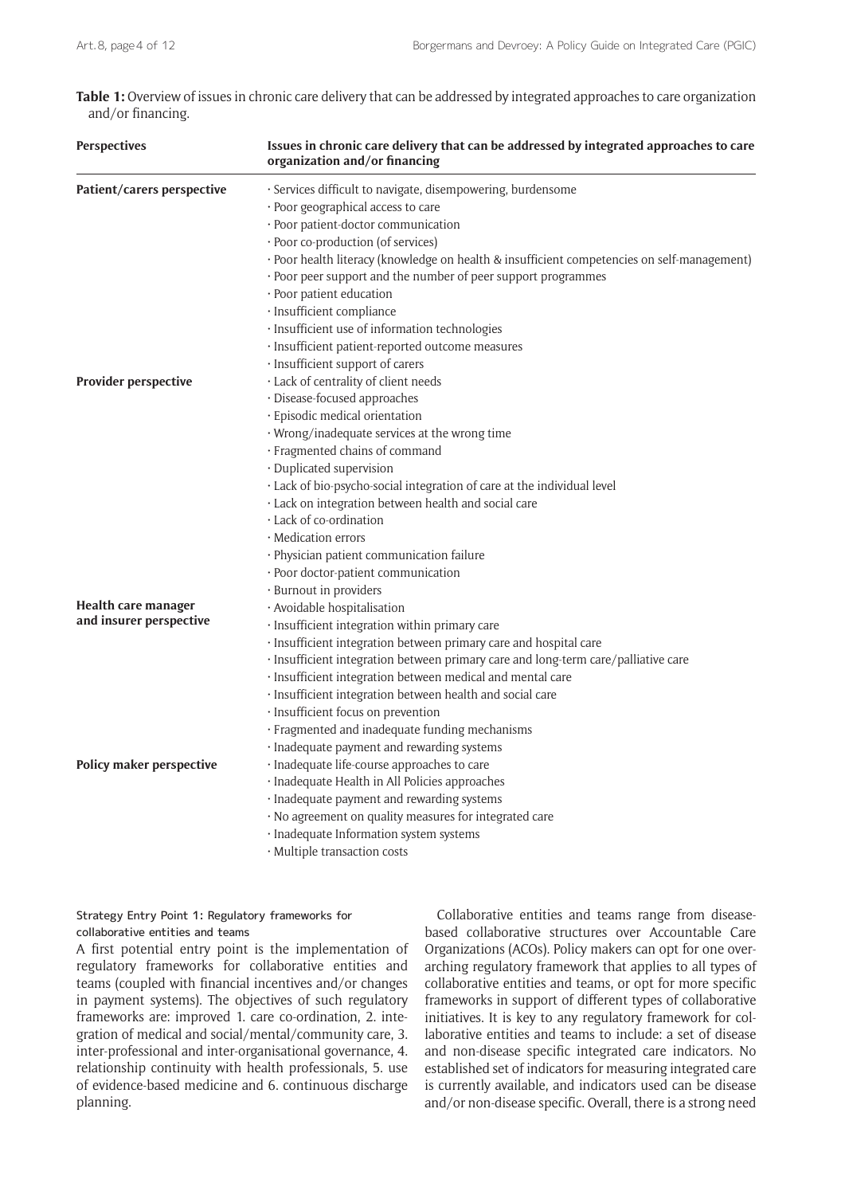**Table 1:** Overview of issues in chronic care delivery that can be addressed by integrated approaches to care organization and/or financing.

| Perspectives | Issues in chronic care delivery that can be addressed by integrated approaches to care organization and/or financing |
|---|---|
| **Patient/carers perspective** | · Services difficult to navigate, disempowering, burdensome<br>· Poor geographical access to care<br>· Poor patient-doctor communication<br>· Poor co-production (of services)<br>· Poor health literacy (knowledge on health & insufficient competencies on self-management)<br>· Poor peer support and the number of peer support programmes<br>· Poor patient education<br>· Insufficient compliance<br>· Insufficient use of information technologies<br>· Insufficient patient-reported outcome measures<br>· Insufficient support of carers |
| **Provider perspective** | · Lack of centrality of client needs<br>· Disease-focused approaches<br>· Episodic medical orientation<br>· Wrong/inadequate services at the wrong time<br>· Fragmented chains of command<br>· Duplicated supervision<br>· Lack of bio-psycho-social integration of care at the individual level<br>· Lack on integration between health and social care<br>· Lack of co-ordination<br>· Medication errors<br>· Physician patient communication failure<br>· Poor doctor-patient communication<br>· Burnout in providers |
| **Health care manager and insurer perspective** | · Avoidable hospitalisation<br>· Insufficient integration within primary care<br>· Insufficient integration between primary care and hospital care<br>· Insufficient integration between primary care and long-term care/palliative care<br>· Insufficient integration between medical and mental care<br>· Insufficient integration between health and social care<br>· Insufficient focus on prevention<br>· Fragmented and inadequate funding mechanisms<br>· Inadequate payment and rewarding systems |
| **Policy maker perspective** | · Inadequate life-course approaches to care<br>· Inadequate Health in All Policies approaches<br>· Inadequate payment and rewarding systems<br>· No agreement on quality measures for integrated care<br>· Inadequate Information system systems<br>· Multiple transaction costs |

### Strategy Entry Point 1: Regulatory frameworks for collaborative entities and teams

A first potential entry point is the implementation of regulatory frameworks for collaborative entities and teams (coupled with financial incentives and/or changes in payment systems). The objectives of such regulatory frameworks are: improved 1. care co-ordination, 2. integration of medical and social/mental/community care, 3. inter-professional and inter-organisational governance, 4. relationship continuity with health professionals, 5. use of evidence-based medicine and 6. continuous discharge planning.

Collaborative entities and teams range from disease-based collaborative structures over Accountable Care Organizations (ACOs). Policy makers can opt for one overarching regulatory framework that applies to all types of collaborative entities and teams, or opt for more specific frameworks in support of different types of collaborative initiatives. It is key to any regulatory framework for collaborative entities and teams to include: a set of disease and non-disease specific integrated care indicators. No established set of indicators for measuring integrated care is currently available, and indicators used can be disease and/or non-disease specific. Overall, there is a strong need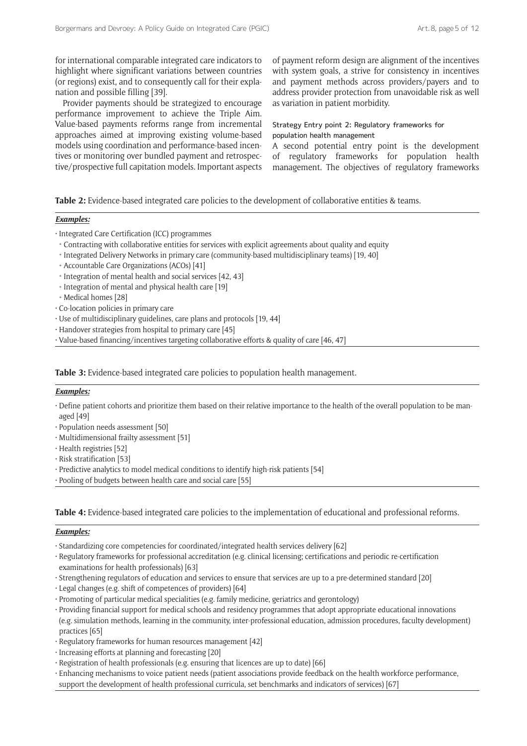for international comparable integrated care indicators to highlight where significant variations between countries (or regions) exist, and to consequently call for their explanation and possible filling [39].

Provider payments should be strategized to encourage performance improvement to achieve the Triple Aim. Value-based payments reforms range from incremental approaches aimed at improving existing volume-based models using coordination and performance-based incentives or monitoring over bundled payment and retrospective/prospective full capitation models. Important aspects of payment reform design are alignment of the incentives with system goals, a strive for consistency in incentives and payment methods across providers/payers and to address provider protection from unavoidable risk as well as variation in patient morbidity.

#### Strategy Entry point 2: Regulatory frameworks for population health management

A second potential entry point is the development of regulatory frameworks for population health management. The objectives of regulatory frameworks

**Table 2:** Evidence-based integrated care policies to the development of collaborative entities & teams.

***Examples:***

- Integrated Care Certification (ICC) programmes
  - Contracting with collaborative entities for services with explicit agreements about quality and equity
  - Integrated Delivery Networks in primary care (community-based multidisciplinary teams) [19, 40]
  - Accountable Care Organizations (ACOs) [41]
  - Integration of mental health and social services [42, 43]
  - Integration of mental and physical health care [19]
  - Medical homes [28]
- Co-location policies in primary care
- Use of multidisciplinary guidelines, care plans and protocols [19, 44]
- Handover strategies from hospital to primary care [45]
- Value-based financing/incentives targeting collaborative efforts & quality of care [46, 47]

**Table 3:** Evidence-based integrated care policies to population health management.

***Examples:***

- Define patient cohorts and prioritize them based on their relative importance to the health of the overall population to be managed [49]
- Population needs assessment [50]
- Multidimensional frailty assessment [51]
- Health registries [52]
- Risk stratification [53]
- Predictive analytics to model medical conditions to identify high-risk patients [54]
- Pooling of budgets between health care and social care [55]

**Table 4:** Evidence-based integrated care policies to the implementation of educational and professional reforms.

***Examples:***

- Standardizing core competencies for coordinated/integrated health services delivery [62]
- Regulatory frameworks for professional accreditation (e.g. clinical licensing; certifications and periodic re-certification examinations for health professionals) [63]
- Strengthening regulators of education and services to ensure that services are up to a pre-determined standard [20]
- Legal changes (e.g. shift of competences of providers) [64]
- Promoting of particular medical specialities (e.g. family medicine, geriatrics and gerontology)
- Providing financial support for medical schools and residency programmes that adopt appropriate educational innovations (e.g. simulation methods, learning in the community, inter-professional education, admission procedures, faculty development) practices [65]
- Regulatory frameworks for human resources management [42]
- Increasing efforts at planning and forecasting [20]
- Registration of health professionals (e.g. ensuring that licences are up to date) [66]
- Enhancing mechanisms to voice patient needs (patient associations provide feedback on the health workforce performance, support the development of health professional curricula, set benchmarks and indicators of services) [67]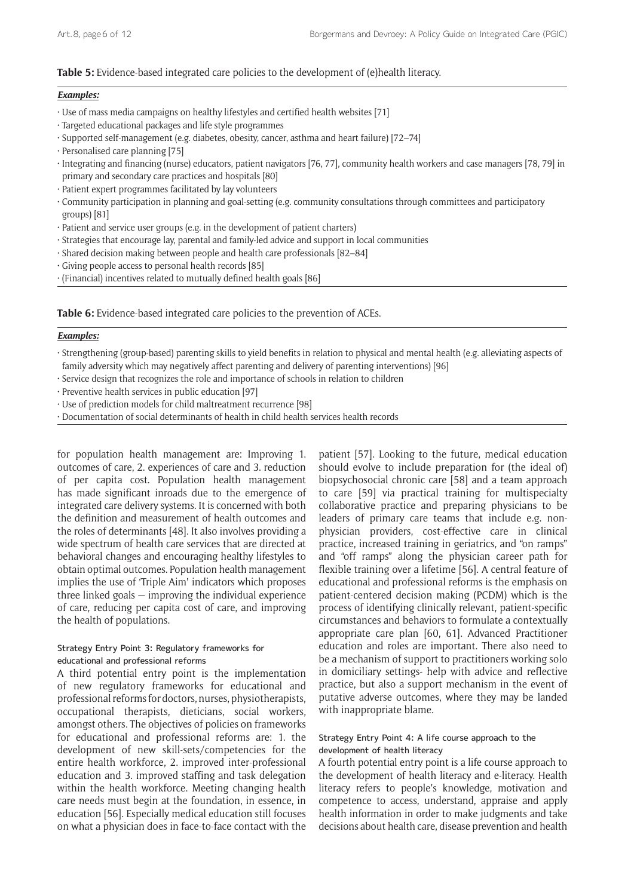**Table 5:** Evidence-based integrated care policies to the development of (e)health literacy.

***Examples:***

- Use of mass media campaigns on healthy lifestyles and certified health websites [71]
- Targeted educational packages and life style programmes
- Supported self-management (e.g. diabetes, obesity, cancer, asthma and heart failure) [72–74]
- Personalised care planning [75]
- Integrating and financing (nurse) educators, patient navigators [76, 77], community health workers and case managers [78, 79] in primary and secondary care practices and hospitals [80]
- Patient expert programmes facilitated by lay volunteers
- Community participation in planning and goal-setting (e.g. community consultations through committees and participatory groups) [81]
- Patient and service user groups (e.g. in the development of patient charters)
- Strategies that encourage lay, parental and family-led advice and support in local communities
- Shared decision making between people and health care professionals [82–84]
- Giving people access to personal health records [85]
- (Financial) incentives related to mutually defined health goals [86]

**Table 6:** Evidence-based integrated care policies to the prevention of ACEs.

***Examples:***

- Strengthening (group-based) parenting skills to yield benefits in relation to physical and mental health (e.g. alleviating aspects of family adversity which may negatively affect parenting and delivery of parenting interventions) [96]
- Service design that recognizes the role and importance of schools in relation to children
- Preventive health services in public education [97]
- Use of prediction models for child maltreatment recurrence [98]
- Documentation of social determinants of health in child health services health records

for population health management are: Improving 1. outcomes of care, 2. experiences of care and 3. reduction of per capita cost. Population health management has made significant inroads due to the emergence of integrated care delivery systems. It is concerned with both the definition and measurement of health outcomes and the roles of determinants [48]. It also involves providing a wide spectrum of health care services that are directed at behavioral changes and encouraging healthy lifestyles to obtain optimal outcomes. Population health management implies the use of 'Triple Aim' indicators which proposes three linked goals — improving the individual experience of care, reducing per capita cost of care, and improving the health of populations.

### Strategy Entry Point 3: Regulatory frameworks for educational and professional reforms

A third potential entry point is the implementation of new regulatory frameworks for educational and professional reforms for doctors, nurses, physiotherapists, occupational therapists, dieticians, social workers, amongst others. The objectives of policies on frameworks for educational and professional reforms are: 1. the development of new skill-sets/competencies for the entire health workforce, 2. improved inter-professional education and 3. improved staffing and task delegation within the health workforce. Meeting changing health care needs must begin at the foundation, in essence, in education [56]. Especially medical education still focuses on what a physician does in face-to-face contact with the patient [57]. Looking to the future, medical education should evolve to include preparation for (the ideal of) biopsychosocial chronic care [58] and a team approach to care [59] via practical training for multispecialty collaborative practice and preparing physicians to be leaders of primary care teams that include e.g. non-physician providers, cost-effective care in clinical practice, increased training in geriatrics, and "on ramps" and "off ramps" along the physician career path for flexible training over a lifetime [56]. A central feature of educational and professional reforms is the emphasis on patient-centered decision making (PCDM) which is the process of identifying clinically relevant, patient-specific circumstances and behaviors to formulate a contextually appropriate care plan [60, 61]. Advanced Practitioner education and roles are important. There also need to be a mechanism of support to practitioners working solo in domiciliary settings- help with advice and reflective practice, but also a support mechanism in the event of putative adverse outcomes, where they may be landed with inappropriate blame.

### Strategy Entry Point 4: A life course approach to the development of health literacy

A fourth potential entry point is a life course approach to the development of health literacy and e-literacy. Health literacy refers to people's knowledge, motivation and competence to access, understand, appraise and apply health information in order to make judgments and take decisions about health care, disease prevention and health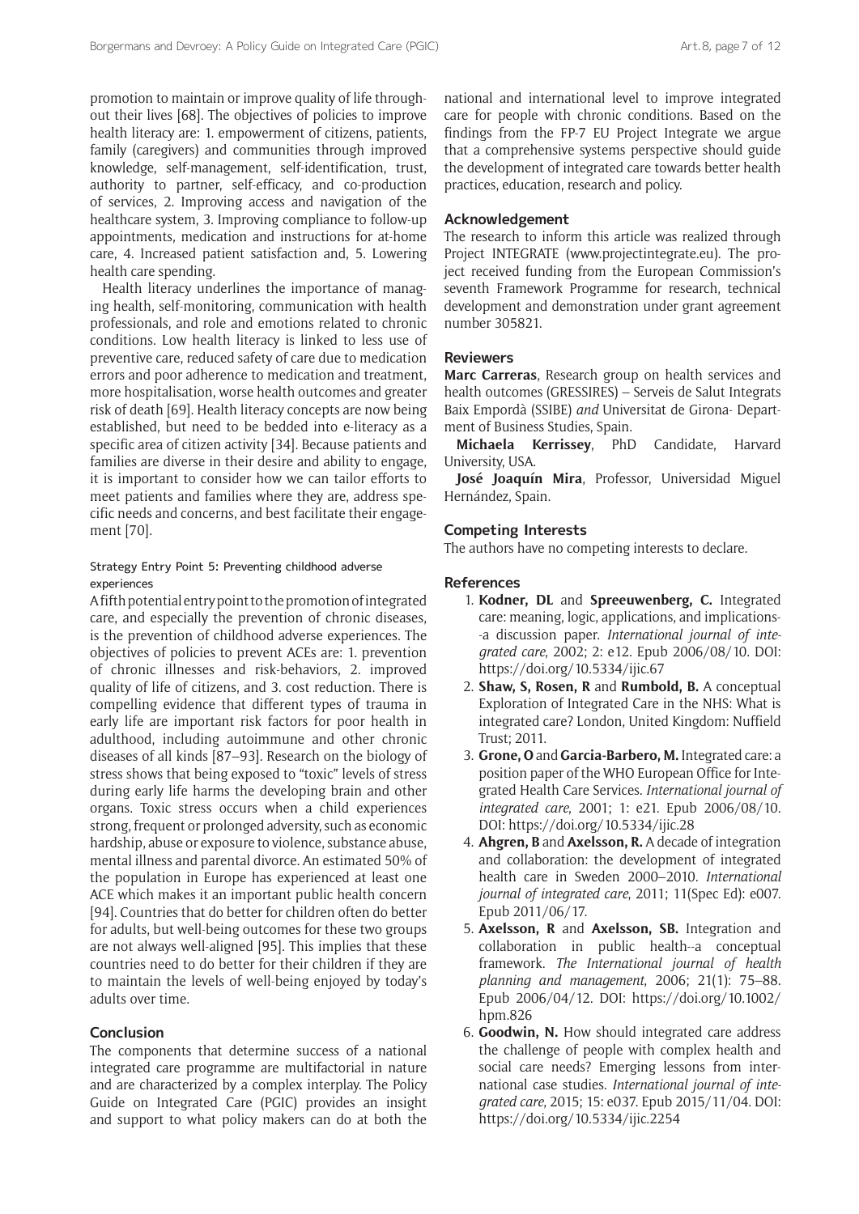promotion to maintain or improve quality of life throughout their lives [68]. The objectives of policies to improve health literacy are: 1. empowerment of citizens, patients, family (caregivers) and communities through improved knowledge, self-management, self-identification, trust, authority to partner, self-efficacy, and co-production of services, 2. Improving access and navigation of the healthcare system, 3. Improving compliance to follow-up appointments, medication and instructions for at-home care, 4. Increased patient satisfaction and, 5. Lowering health care spending.

Health literacy underlines the importance of managing health, self-monitoring, communication with health professionals, and role and emotions related to chronic conditions. Low health literacy is linked to less use of preventive care, reduced safety of care due to medication errors and poor adherence to medication and treatment, more hospitalisation, worse health outcomes and greater risk of death [69]. Health literacy concepts are now being established, but need to be bedded into e-literacy as a specific area of citizen activity [34]. Because patients and families are diverse in their desire and ability to engage, it is important to consider how we can tailor efforts to meet patients and families where they are, address specific needs and concerns, and best facilitate their engagement [70].

#### Strategy Entry Point 5: Preventing childhood adverse experiences

A fifth potential entry point to the promotion of integrated care, and especially the prevention of chronic diseases, is the prevention of childhood adverse experiences. The objectives of policies to prevent ACEs are: 1. prevention of chronic illnesses and risk-behaviors, 2. improved quality of life of citizens, and 3. cost reduction. There is compelling evidence that different types of trauma in early life are important risk factors for poor health in adulthood, including autoimmune and other chronic diseases of all kinds [87–93]. Research on the biology of stress shows that being exposed to "toxic" levels of stress during early life harms the developing brain and other organs. Toxic stress occurs when a child experiences strong, frequent or prolonged adversity, such as economic hardship, abuse or exposure to violence, substance abuse, mental illness and parental divorce. An estimated 50% of the population in Europe has experienced at least one ACE which makes it an important public health concern [94]. Countries that do better for children often do better for adults, but well-being outcomes for these two groups are not always well-aligned [95]. This implies that these countries need to do better for their children if they are to maintain the levels of well-being enjoyed by today's adults over time.

## Conclusion

The components that determine success of a national integrated care programme are multifactorial in nature and are characterized by a complex interplay. The Policy Guide on Integrated Care (PGIC) provides an insight and support to what policy makers can do at both the national and international level to improve integrated care for people with chronic conditions. Based on the findings from the FP-7 EU Project Integrate we argue that a comprehensive systems perspective should guide the development of integrated care towards better health practices, education, research and policy.

## Acknowledgement

The research to inform this article was realized through Project INTEGRATE (www.projectintegrate.eu). The project received funding from the European Commission's seventh Framework Programme for research, technical development and demonstration under grant agreement number 305821.

## Reviewers

**Marc Carreras**, Research group on health services and health outcomes (GRESSIRES) – Serveis de Salut Integrats Baix Empordà (SSIBE) *and* Universitat de Girona- Department of Business Studies, Spain.

**Michaela Kerrissey**, PhD Candidate, Harvard University, USA.

**José Joaquín Mira**, Professor, Universidad Miguel Hernández, Spain.

## Competing Interests

The authors have no competing interests to declare.

## References

1. **Kodner, DL** and **Spreeuwenberg, C.** Integrated care: meaning, logic, applications, and implications--a discussion paper. *International journal of integrated care*, 2002; 2: e12. Epub 2006/08/10. DOI: https://doi.org/10.5334/ijic.67
2. **Shaw, S, Rosen, R** and **Rumbold, B.** A conceptual Exploration of Integrated Care in the NHS: What is integrated care? London, United Kingdom: Nuffield Trust; 2011.
3. **Grone, O** and **Garcia-Barbero, M.** Integrated care: a position paper of the WHO European Office for Integrated Health Care Services. *International journal of integrated care*, 2001; 1: e21. Epub 2006/08/10. DOI: https://doi.org/10.5334/ijic.28
4. **Ahgren, B** and **Axelsson, R.** A decade of integration and collaboration: the development of integrated health care in Sweden 2000–2010. *International journal of integrated care*, 2011; 11(Spec Ed): e007. Epub 2011/06/17.
5. **Axelsson, R** and **Axelsson, SB.** Integration and collaboration in public health--a conceptual framework. *The International journal of health planning and management*, 2006; 21(1): 75–88. Epub 2006/04/12. DOI: https://doi.org/10.1002/hpm.826
6. **Goodwin, N.** How should integrated care address the challenge of people with complex health and social care needs? Emerging lessons from international case studies. *International journal of integrated care*, 2015; 15: e037. Epub 2015/11/04. DOI: https://doi.org/10.5334/ijic.2254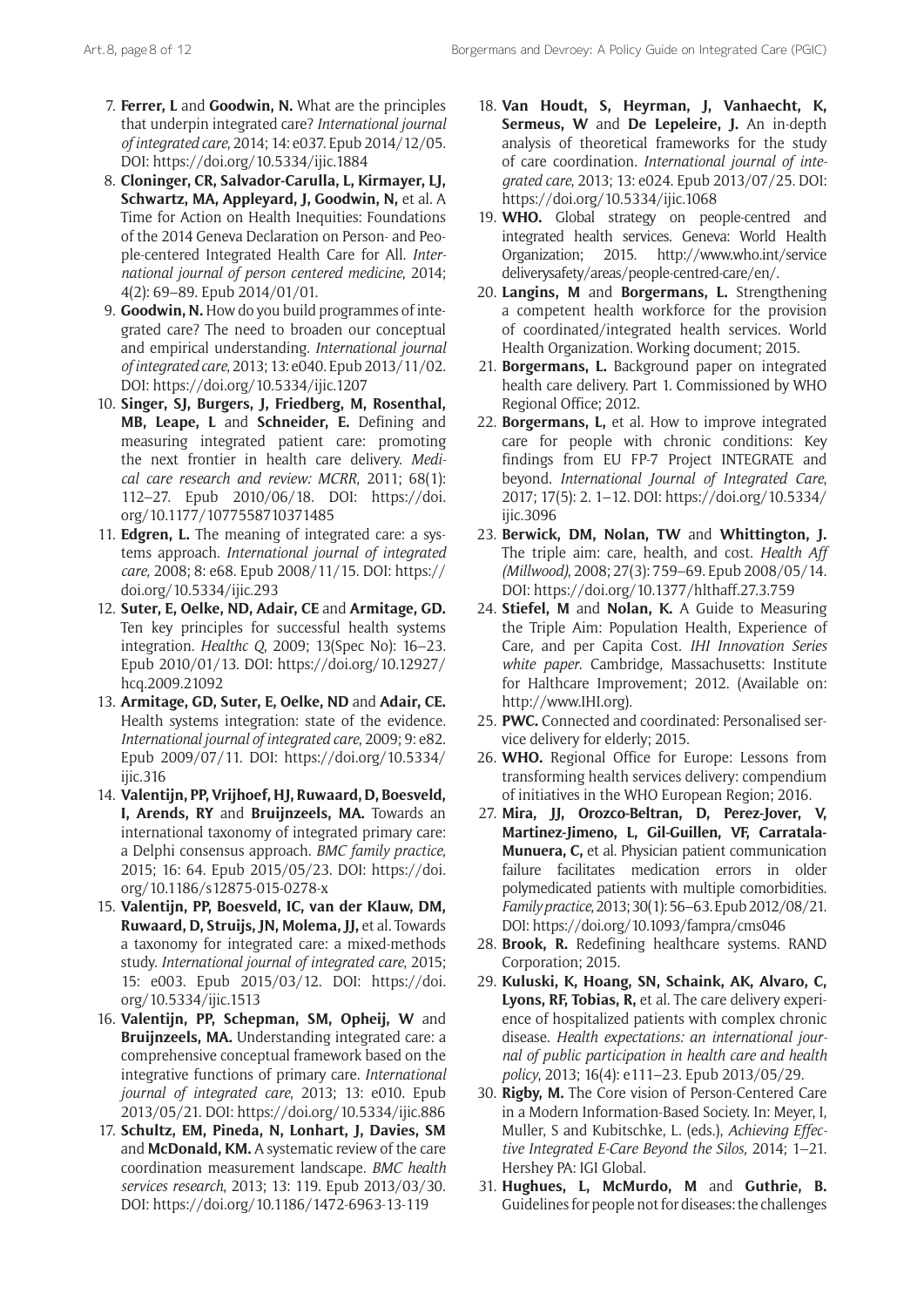7. **Ferrer, L** and **Goodwin, N.** What are the principles that underpin integrated care? *International journal of integrated care*, 2014; 14: e037. Epub 2014/12/05. DOI: https://doi.org/10.5334/ijic.1884
8. **Cloninger, CR, Salvador-Carulla, L, Kirmayer, LJ, Schwartz, MA, Appleyard, J, Goodwin, N,** et al. A Time for Action on Health Inequities: Foundations of the 2014 Geneva Declaration on Person- and People-centered Integrated Health Care for All. *International journal of person centered medicine*, 2014; 4(2): 69–89. Epub 2014/01/01.
9. **Goodwin, N.** How do you build programmes of integrated care? The need to broaden our conceptual and empirical understanding. *International journal of integrated care*, 2013; 13: e040. Epub 2013/11/02. DOI: https://doi.org/10.5334/ijic.1207
10. **Singer, SJ, Burgers, J, Friedberg, M, Rosenthal, MB, Leape, L** and **Schneider, E.** Defining and measuring integrated patient care: promoting the next frontier in health care delivery. *Medical care research and review: MCRR*, 2011; 68(1): 112–27. Epub 2010/06/18. DOI: https://doi.org/10.1177/1077558710371485
11. **Edgren, L.** The meaning of integrated care: a systems approach. *International journal of integrated care*, 2008; 8: e68. Epub 2008/11/15. DOI: https://doi.org/10.5334/ijic.293
12. **Suter, E, Oelke, ND, Adair, CE** and **Armitage, GD.** Ten key principles for successful health systems integration. *Healthc Q*, 2009; 13(Spec No): 16–23. Epub 2010/01/13. DOI: https://doi.org/10.12927/hcq.2009.21092
13. **Armitage, GD, Suter, E, Oelke, ND** and **Adair, CE.** Health systems integration: state of the evidence. *International journal of integrated care*, 2009; 9: e82. Epub 2009/07/11. DOI: https://doi.org/10.5334/ijic.316
14. **Valentijn, PP, Vrijhoef, HJ, Ruwaard, D, Boesveld, I, Arends, RY** and **Bruijnzeels, MA.** Towards an international taxonomy of integrated primary care: a Delphi consensus approach. *BMC family practice*, 2015; 16: 64. Epub 2015/05/23. DOI: https://doi.org/10.1186/s12875-015-0278-x
15. **Valentijn, PP, Boesveld, IC, van der Klauw, DM, Ruwaard, D, Struijs, JN, Molema, JJ,** et al. Towards a taxonomy for integrated care: a mixed-methods study. *International journal of integrated care*, 2015; 15: e003. Epub 2015/03/12. DOI: https://doi.org/10.5334/ijic.1513
16. **Valentijn, PP, Schepman, SM, Opheij, W** and **Bruijnzeels, MA.** Understanding integrated care: a comprehensive conceptual framework based on the integrative functions of primary care. *International journal of integrated care*, 2013; 13: e010. Epub 2013/05/21. DOI: https://doi.org/10.5334/ijic.886
17. **Schultz, EM, Pineda, N, Lonhart, J, Davies, SM** and **McDonald, KM.** A systematic review of the care coordination measurement landscape. *BMC health services research*, 2013; 13: 119. Epub 2013/03/30. DOI: https://doi.org/10.1186/1472-6963-13-119
18. **Van Houdt, S, Heyrman, J, Vanhaecht, K, Sermeus, W** and **De Lepeleire, J.** An in-depth analysis of theoretical frameworks for the study of care coordination. *International journal of integrated care*, 2013; 13: e024. Epub 2013/07/25. DOI: https://doi.org/10.5334/ijic.1068
19. **WHO.** Global strategy on people-centred and integrated health services. Geneva: World Health Organization; 2015. http://www.who.int/servicedeliverysafety/areas/people-centred-care/en/.
20. **Langins, M** and **Borgermans, L.** Strengthening a competent health workforce for the provision of coordinated/integrated health services. World Health Organization. Working document; 2015.
21. **Borgermans, L.** Background paper on integrated health care delivery. Part 1. Commissioned by WHO Regional Office; 2012.
22. **Borgermans, L,** et al. How to improve integrated care for people with chronic conditions: Key findings from EU FP-7 Project INTEGRATE and beyond. *International Journal of Integrated Care*, 2017; 17(5): 2. 1–12. DOI: https://doi.org/10.5334/ijic.3096
23. **Berwick, DM, Nolan, TW** and **Whittington, J.** The triple aim: care, health, and cost. *Health Aff (Millwood)*, 2008; 27(3): 759–69. Epub 2008/05/14. DOI: https://doi.org/10.1377/hlthaff.27.3.759
24. **Stiefel, M** and **Nolan, K.** A Guide to Measuring the Triple Aim: Population Health, Experience of Care, and per Capita Cost. *IHI Innovation Series white paper*. Cambridge, Massachusetts: Institute for Halthcare Improvement; 2012. (Available on: http://www.IHI.org).
25. **PWC.** Connected and coordinated: Personalised service delivery for elderly; 2015.
26. **WHO.** Regional Office for Europe: Lessons from transforming health services delivery: compendium of initiatives in the WHO European Region; 2016.
27. **Mira, JJ, Orozco-Beltran, D, Perez-Jover, V, Martinez-Jimeno, L, Gil-Guillen, VF, Carratala-Munuera, C,** et al. Physician patient communication failure facilitates medication errors in older polymedicated patients with multiple comorbidities. *Family practice*, 2013; 30(1): 56–63. Epub 2012/08/21. DOI: https://doi.org/10.1093/fampra/cms046
28. **Brook, R.** Redefining healthcare systems. RAND Corporation; 2015.
29. **Kuluski, K, Hoang, SN, Schaink, AK, Alvaro, C, Lyons, RF, Tobias, R,** et al. The care delivery experience of hospitalized patients with complex chronic disease. *Health expectations: an international journal of public participation in health care and health policy*, 2013; 16(4): e111–23. Epub 2013/05/29.
30. **Rigby, M.** The Core vision of Person-Centered Care in a Modern Information-Based Society. In: Meyer, I, Muller, S and Kubitschke, L. (eds.), *Achieving Effective Integrated E-Care Beyond the Silos,* 2014; 1–21. Hershey PA: IGI Global.
31. **Hughues, L, McMurdo, M** and **Guthrie, B.** Guidelines for people not for diseases: the challenges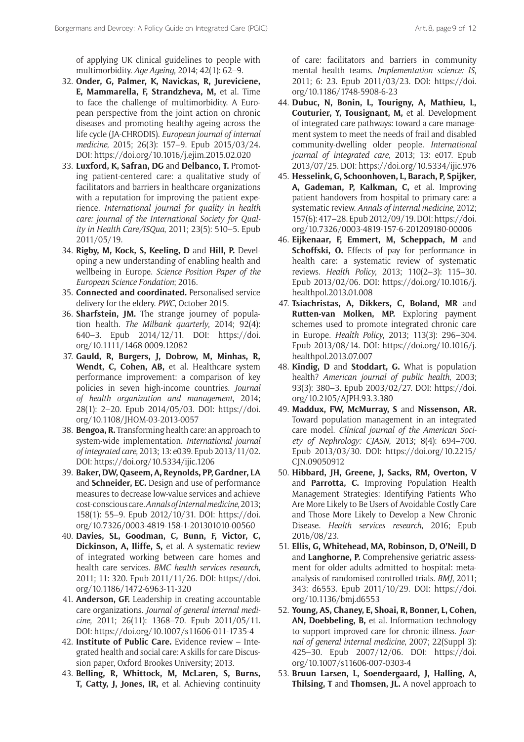of applying UK clinical guidelines to people with multimorbidity. *Age Ageing*, 2014; 42(1): 62–9.

32. **Onder, G, Palmer, K, Navickas, R, Jureviciene, E, Mammarella, F, Strandzheva, M,** et al. Time to face the challenge of multimorbidity. A European perspective from the joint action on chronic diseases and promoting healthy ageing across the life cycle (JA-CHRODIS). *European journal of internal medicine*, 2015; 26(3): 157–9. Epub 2015/03/24. DOI: https://doi.org/10.1016/j.ejim.2015.02.020
33. **Luxford, K, Safran, DG** and **Delbanco, T.** Promoting patient-centered care: a qualitative study of facilitators and barriers in healthcare organizations with a reputation for improving the patient experience. *International journal for quality in health care: journal of the International Society for Quality in Health Care/ISQua*, 2011; 23(5): 510–5. Epub 2011/05/19.
34. **Rigby, M, Kock, S, Keeling, D** and **Hill, P.** Developing a new understanding of enabling health and wellbeing in Europe. *Science Position Paper of the European Science Fondation*; 2016.
35. **Connected and coordinated.** Personalised service delivery for the eldery. *PWC*, October 2015.
36. **Sharfstein, JM.** The strange journey of population health. *The Milbank quarterly*, 2014; 92(4): 640–3. Epub 2014/12/11. DOI: https://doi.org/10.1111/1468-0009.12082
37. **Gauld, R, Burgers, J, Dobrow, M, Minhas, R, Wendt, C, Cohen, AB,** et al. Healthcare system performance improvement: a comparison of key policies in seven high-income countries. *Journal of health organization and management*, 2014; 28(1): 2–20. Epub 2014/05/03. DOI: https://doi.org/10.1108/JHOM-03-2013-0057
38. **Bengoa, R.** Transforming health care: an approach to system-wide implementation. *International journal of integrated care*, 2013; 13: e039. Epub 2013/11/02. DOI: https://doi.org/10.5334/ijic.1206
39. **Baker, DW, Qaseem, A, Reynolds, PP, Gardner, LA** and **Schneider, EC.** Design and use of performance measures to decrease low-value services and achieve cost-conscious care. *Annals of internal medicine*, 2013; 158(1): 55–9. Epub 2012/10/31. DOI: https://doi.org/10.7326/0003-4819-158-1-201301010-00560
40. **Davies, SL, Goodman, C, Bunn, F, Victor, C, Dickinson, A, Iliffe, S,** et al. A systematic review of integrated working between care homes and health care services. *BMC health services research*, 2011; 11: 320. Epub 2011/11/26. DOI: https://doi.org/10.1186/1472-6963-11-320
41. **Anderson, GF.** Leadership in creating accountable care organizations. *Journal of general internal medicine*, 2011; 26(11): 1368–70. Epub 2011/05/11. DOI: https://doi.org/10.1007/s11606-011-1735-4
42. **Institute of Public Care.** Evidence review – Integrated health and social care: A skills for care Discussion paper, Oxford Brookes University; 2013.
43. **Belling, R, Whittock, M, McLaren, S, Burns, T, Catty, J, Jones, IR,** et al. Achieving continuity of care: facilitators and barriers in community mental health teams. *Implementation science: IS*, 2011; 6: 23. Epub 2011/03/23. DOI: https://doi.org/10.1186/1748-5908-6-23
44. **Dubuc, N, Bonin, L, Tourigny, A, Mathieu, L, Couturier, Y, Tousignant, M,** et al. Development of integrated care pathways: toward a care management system to meet the needs of frail and disabled community-dwelling older people. *International journal of integrated care*, 2013; 13: e017. Epub 2013/07/25. DOI: https://doi.org/10.5334/ijic.976
45. **Hesselink, G, Schoonhoven, L, Barach, P, Spijker, A, Gademan, P, Kalkman, C,** et al. Improving patient handovers from hospital to primary care: a systematic review. *Annals of internal medicine*, 2012; 157(6): 417–28. Epub 2012/09/19. DOI: https://doi.org/10.7326/0003-4819-157-6-201209180-00006
46. **Eijkenaar, F, Emmert, M, Scheppach, M** and **Schoffski, O.** Effects of pay for performance in health care: a systematic review of systematic reviews. *Health Policy*, 2013; 110(2–3): 115–30. Epub 2013/02/06. DOI: https://doi.org/10.1016/j.healthpol.2013.01.008
47. **Tsiachristas, A, Dikkers, C, Boland, MR** and **Rutten-van Molken, MP.** Exploring payment schemes used to promote integrated chronic care in Europe. *Health Policy*, 2013; 113(3): 296–304. Epub 2013/08/14. DOI: https://doi.org/10.1016/j.healthpol.2013.07.007
48. **Kindig, D** and **Stoddart, G.** What is population health? *American journal of public health*, 2003; 93(3): 380–3. Epub 2003/02/27. DOI: https://doi.org/10.2105/AJPH.93.3.380
49. **Maddux, FW, McMurray, S** and **Nissenson, AR.** Toward population management in an integrated care model. *Clinical journal of the American Society of Nephrology: CJASN*, 2013; 8(4): 694–700. Epub 2013/03/30. DOI: https://doi.org/10.2215/CJN.09050912
50. **Hibbard, JH, Greene, J, Sacks, RM, Overton, V** and **Parrotta, C.** Improving Population Health Management Strategies: Identifying Patients Who Are More Likely to Be Users of Avoidable Costly Care and Those More Likely to Develop a New Chronic Disease. *Health services research*, 2016; Epub 2016/08/23.
51. **Ellis, G, Whitehead, MA, Robinson, D, O'Neill, D** and **Langhorne, P.** Comprehensive geriatric assessment for older adults admitted to hospital: meta-analysis of randomised controlled trials. *BMJ*, 2011; 343: d6553. Epub 2011/10/29. DOI: https://doi.org/10.1136/bmj.d6553
52. **Young, AS, Chaney, E, Shoai, R, Bonner, L, Cohen, AN, Doebbeling, B,** et al. Information technology to support improved care for chronic illness. *Journal of general internal medicine*, 2007; 22(Suppl 3): 425–30. Epub 2007/12/06. DOI: https://doi.org/10.1007/s11606-007-0303-4
53. **Bruun Larsen, L, Soendergaard, J, Halling, A, Thilsing, T** and **Thomsen, JL.** A novel approach to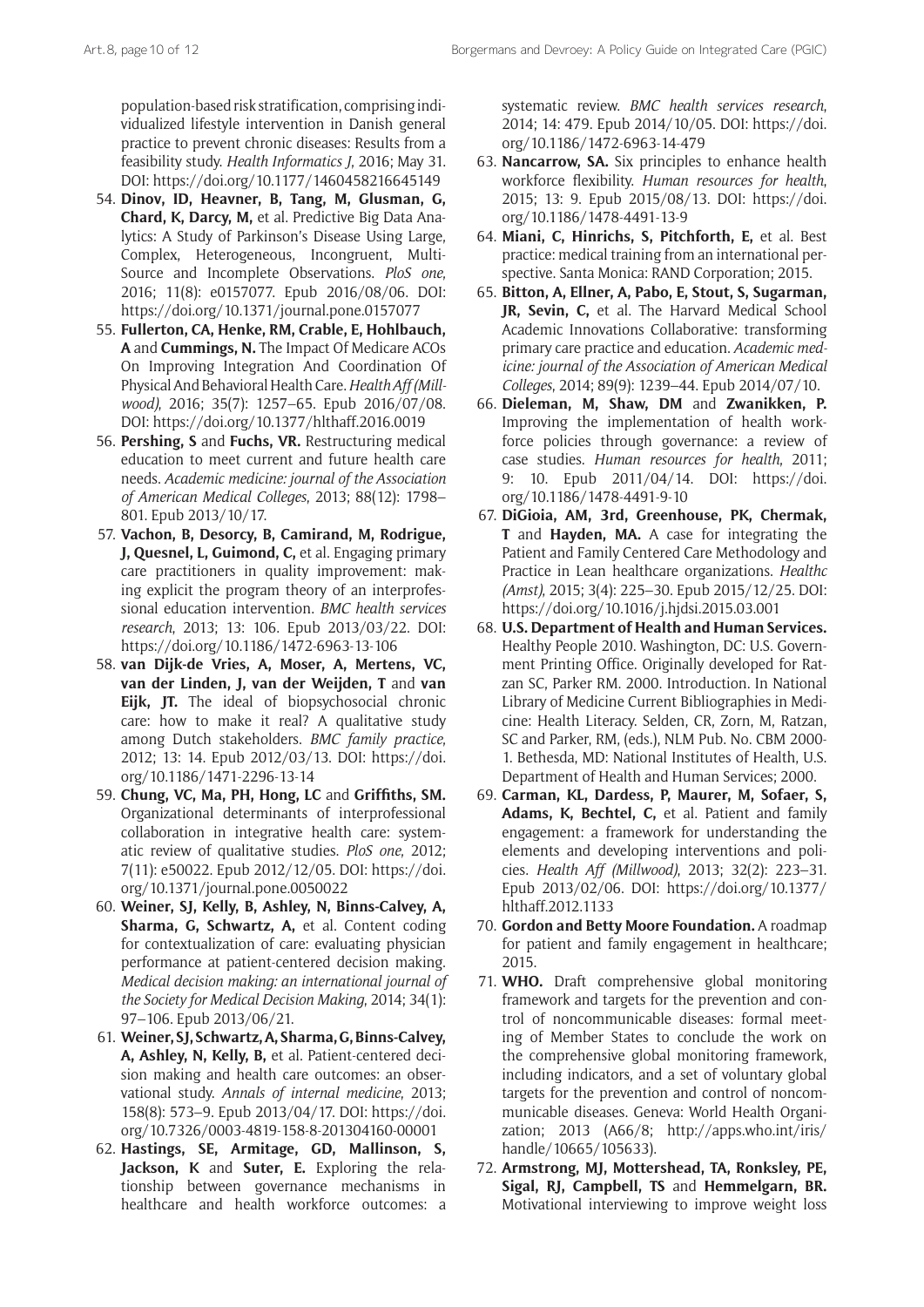population-based risk stratification, comprising individualized lifestyle intervention in Danish general practice to prevent chronic diseases: Results from a feasibility study. *Health Informatics J*, 2016; May 31. DOI: https://doi.org/10.1177/1460458216645149

54. **Dinov, ID, Heavner, B, Tang, M, Glusman, G, Chard, K, Darcy, M,** et al. Predictive Big Data Analytics: A Study of Parkinson's Disease Using Large, Complex, Heterogeneous, Incongruent, Multi-Source and Incomplete Observations. *PloS one*, 2016; 11(8): e0157077. Epub 2016/08/06. DOI: https://doi.org/10.1371/journal.pone.0157077
55. **Fullerton, CA, Henke, RM, Crable, E, Hohlbauch, A** and **Cummings, N.** The Impact Of Medicare ACOs On Improving Integration And Coordination Of Physical And Behavioral Health Care. *Health Aff (Millwood)*, 2016; 35(7): 1257–65. Epub 2016/07/08. DOI: https://doi.org/10.1377/hlthaff.2016.0019
56. **Pershing, S** and **Fuchs, VR.** Restructuring medical education to meet current and future health care needs. *Academic medicine: journal of the Association of American Medical Colleges*, 2013; 88(12): 1798–801. Epub 2013/10/17.
57. **Vachon, B, Desorcy, B, Camirand, M, Rodrigue, J, Quesnel, L, Guimond, C,** et al. Engaging primary care practitioners in quality improvement: making explicit the program theory of an interprofessional education intervention. *BMC health services research*, 2013; 13: 106. Epub 2013/03/22. DOI: https://doi.org/10.1186/1472-6963-13-106
58. **van Dijk-de Vries, A, Moser, A, Mertens, VC, van der Linden, J, van der Weijden, T** and **van Eijk, JT.** The ideal of biopsychosocial chronic care: how to make it real? A qualitative study among Dutch stakeholders. *BMC family practice*, 2012; 13: 14. Epub 2012/03/13. DOI: https://doi.org/10.1186/1471-2296-13-14
59. **Chung, VC, Ma, PH, Hong, LC** and **Griffiths, SM.** Organizational determinants of interprofessional collaboration in integrative health care: systematic review of qualitative studies. *PloS one*, 2012; 7(11): e50022. Epub 2012/12/05. DOI: https://doi.org/10.1371/journal.pone.0050022
60. **Weiner, SJ, Kelly, B, Ashley, N, Binns-Calvey, A, Sharma, G, Schwartz, A,** et al. Content coding for contextualization of care: evaluating physician performance at patient-centered decision making. *Medical decision making: an international journal of the Society for Medical Decision Making*, 2014; 34(1): 97–106. Epub 2013/06/21.
61. **Weiner, SJ, Schwartz, A, Sharma, G, Binns-Calvey, A, Ashley, N, Kelly, B,** et al. Patient-centered decision making and health care outcomes: an observational study. *Annals of internal medicine*, 2013; 158(8): 573–9. Epub 2013/04/17. DOI: https://doi.org/10.7326/0003-4819-158-8-201304160-00001
62. **Hastings, SE, Armitage, GD, Mallinson, S, Jackson, K** and **Suter, E.** Exploring the relationship between governance mechanisms in healthcare and health workforce outcomes: a systematic review. *BMC health services research*, 2014; 14: 479. Epub 2014/10/05. DOI: https://doi.org/10.1186/1472-6963-14-479
63. **Nancarrow, SA.** Six principles to enhance health workforce flexibility. *Human resources for health*, 2015; 13: 9. Epub 2015/08/13. DOI: https://doi.org/10.1186/1478-4491-13-9
64. **Miani, C, Hinrichs, S, Pitchforth, E,** et al. Best practice: medical training from an international perspective. Santa Monica: RAND Corporation; 2015.
65. **Bitton, A, Ellner, A, Pabo, E, Stout, S, Sugarman, JR, Sevin, C,** et al. The Harvard Medical School Academic Innovations Collaborative: transforming primary care practice and education. *Academic medicine: journal of the Association of American Medical Colleges*, 2014; 89(9): 1239–44. Epub 2014/07/10.
66. **Dieleman, M, Shaw, DM** and **Zwanikken, P.** Improving the implementation of health workforce policies through governance: a review of case studies. *Human resources for health*, 2011; 9: 10. Epub 2011/04/14. DOI: https://doi.org/10.1186/1478-4491-9-10
67. **DiGioia, AM, 3rd, Greenhouse, PK, Chermak, T** and **Hayden, MA.** A case for integrating the Patient and Family Centered Care Methodology and Practice in Lean healthcare organizations. *Healthc (Amst)*, 2015; 3(4): 225–30. Epub 2015/12/25. DOI: https://doi.org/10.1016/j.hjdsi.2015.03.001
68. **U.S. Department of Health and Human Services.** Healthy People 2010. Washington, DC: U.S. Government Printing Office. Originally developed for Ratzan SC, Parker RM. 2000. Introduction. In National Library of Medicine Current Bibliographies in Medicine: Health Literacy. Selden, CR, Zorn, M, Ratzan, SC and Parker, RM, (eds.), NLM Pub. No. CBM 2000-1. Bethesda, MD: National Institutes of Health, U.S. Department of Health and Human Services; 2000.
69. **Carman, KL, Dardess, P, Maurer, M, Sofaer, S, Adams, K, Bechtel, C,** et al. Patient and family engagement: a framework for understanding the elements and developing interventions and policies. *Health Aff (Millwood)*, 2013; 32(2): 223–31. Epub 2013/02/06. DOI: https://doi.org/10.1377/hlthaff.2012.1133
70. **Gordon and Betty Moore Foundation.** A roadmap for patient and family engagement in healthcare; 2015.
71. **WHO.** Draft comprehensive global monitoring framework and targets for the prevention and control of noncommunicable diseases: formal meeting of Member States to conclude the work on the comprehensive global monitoring framework, including indicators, and a set of voluntary global targets for the prevention and control of noncommunicable diseases. Geneva: World Health Organization; 2013 (A66/8; http://apps.who.int/iris/handle/10665/105633).
72. **Armstrong, MJ, Mottershead, TA, Ronksley, PE, Sigal, RJ, Campbell, TS** and **Hemmelgarn, BR.** Motivational interviewing to improve weight loss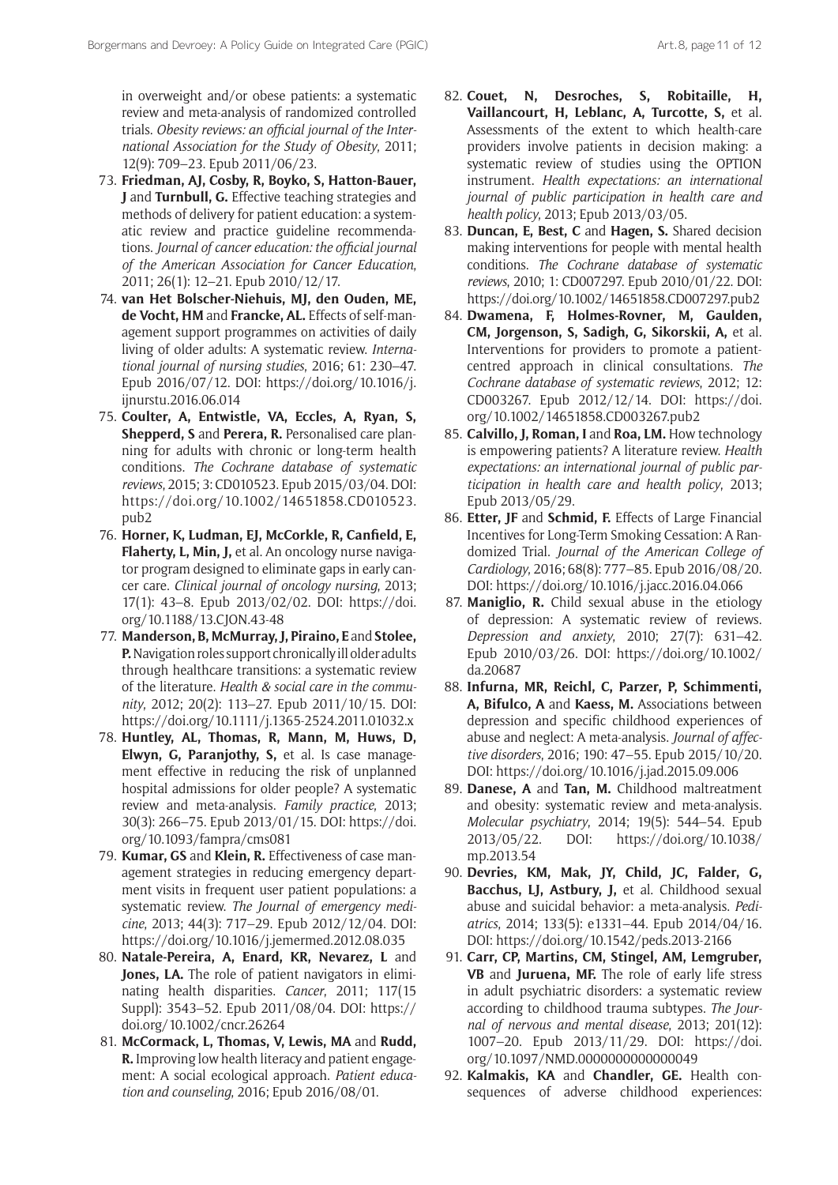in overweight and/or obese patients: a systematic review and meta-analysis of randomized controlled trials. *Obesity reviews: an official journal of the International Association for the Study of Obesity*, 2011; 12(9): 709–23. Epub 2011/06/23.

73. **Friedman, AJ, Cosby, R, Boyko, S, Hatton-Bauer, J** and **Turnbull, G.** Effective teaching strategies and methods of delivery for patient education: a systematic review and practice guideline recommendations. *Journal of cancer education: the official journal of the American Association for Cancer Education*, 2011; 26(1): 12–21. Epub 2010/12/17.
74. **van Het Bolscher-Niehuis, MJ, den Ouden, ME, de Vocht, HM** and **Francke, AL.** Effects of self-management support programmes on activities of daily living of older adults: A systematic review. *International journal of nursing studies*, 2016; 61: 230–47. Epub 2016/07/12. DOI: https://doi.org/10.1016/j.ijnurstu.2016.06.014
75. **Coulter, A, Entwistle, VA, Eccles, A, Ryan, S, Shepperd, S** and **Perera, R.** Personalised care planning for adults with chronic or long-term health conditions. *The Cochrane database of systematic reviews*, 2015; 3: CD010523. Epub 2015/03/04. DOI: https://doi.org/10.1002/14651858.CD010523.pub2
76. **Horner, K, Ludman, EJ, McCorkle, R, Canfield, E, Flaherty, L, Min, J,** et al. An oncology nurse navigator program designed to eliminate gaps in early cancer care. *Clinical journal of oncology nursing*, 2013; 17(1): 43–8. Epub 2013/02/02. DOI: https://doi.org/10.1188/13.CJON.43-48
77. **Manderson, B, McMurray, J, Piraino, E** and **Stolee, P.** Navigation roles support chronically ill older adults through healthcare transitions: a systematic review of the literature. *Health & social care in the community*, 2012; 20(2): 113–27. Epub 2011/10/15. DOI: https://doi.org/10.1111/j.1365-2524.2011.01032.x
78. **Huntley, AL, Thomas, R, Mann, M, Huws, D, Elwyn, G, Paranjothy, S,** et al. Is case management effective in reducing the risk of unplanned hospital admissions for older people? A systematic review and meta-analysis. *Family practice*, 2013; 30(3): 266–75. Epub 2013/01/15. DOI: https://doi.org/10.1093/fampra/cms081
79. **Kumar, GS** and **Klein, R.** Effectiveness of case management strategies in reducing emergency department visits in frequent user patient populations: a systematic review. *The Journal of emergency medicine*, 2013; 44(3): 717–29. Epub 2012/12/04. DOI: https://doi.org/10.1016/j.jemermed.2012.08.035
80. **Natale-Pereira, A, Enard, KR, Nevarez, L** and **Jones, LA.** The role of patient navigators in eliminating health disparities. *Cancer*, 2011; 117(15 Suppl): 3543–52. Epub 2011/08/04. DOI: https://doi.org/10.1002/cncr.26264
81. **McCormack, L, Thomas, V, Lewis, MA** and **Rudd, R.** Improving low health literacy and patient engagement: A social ecological approach. *Patient education and counseling*, 2016; Epub 2016/08/01.
82. **Couet, N, Desroches, S, Robitaille, H, Vaillancourt, H, Leblanc, A, Turcotte, S,** et al. Assessments of the extent to which health-care providers involve patients in decision making: a systematic review of studies using the OPTION instrument. *Health expectations: an international journal of public participation in health care and health policy*, 2013; Epub 2013/03/05.
83. **Duncan, E, Best, C** and **Hagen, S.** Shared decision making interventions for people with mental health conditions. *The Cochrane database of systematic reviews*, 2010; 1: CD007297. Epub 2010/01/22. DOI: https://doi.org/10.1002/14651858.CD007297.pub2
84. **Dwamena, F, Holmes-Rovner, M, Gaulden, CM, Jorgenson, S, Sadigh, G, Sikorskii, A,** et al. Interventions for providers to promote a patient-centred approach in clinical consultations. *The Cochrane database of systematic reviews*, 2012; 12: CD003267. Epub 2012/12/14. DOI: https://doi.org/10.1002/14651858.CD003267.pub2
85. **Calvillo, J, Roman, I** and **Roa, LM.** How technology is empowering patients? A literature review. *Health expectations: an international journal of public participation in health care and health policy*, 2013; Epub 2013/05/29.
86. **Etter, JF** and **Schmid, F.** Effects of Large Financial Incentives for Long-Term Smoking Cessation: A Randomized Trial. *Journal of the American College of Cardiology*, 2016; 68(8): 777–85. Epub 2016/08/20. DOI: https://doi.org/10.1016/j.jacc.2016.04.066
87. **Maniglio, R.** Child sexual abuse in the etiology of depression: A systematic review of reviews. *Depression and anxiety*, 2010; 27(7): 631–42. Epub 2010/03/26. DOI: https://doi.org/10.1002/da.20687
88. **Infurna, MR, Reichl, C, Parzer, P, Schimmenti, A, Bifulco, A** and **Kaess, M.** Associations between depression and specific childhood experiences of abuse and neglect: A meta-analysis. *Journal of affective disorders*, 2016; 190: 47–55. Epub 2015/10/20. DOI: https://doi.org/10.1016/j.jad.2015.09.006
89. **Danese, A** and **Tan, M.** Childhood maltreatment and obesity: systematic review and meta-analysis. *Molecular psychiatry*, 2014; 19(5): 544–54. Epub 2013/05/22. DOI: https://doi.org/10.1038/mp.2013.54
90. **Devries, KM, Mak, JY, Child, JC, Falder, G, Bacchus, LJ, Astbury, J,** et al. Childhood sexual abuse and suicidal behavior: a meta-analysis. *Pediatrics*, 2014; 133(5): e1331–44. Epub 2014/04/16. DOI: https://doi.org/10.1542/peds.2013-2166
91. **Carr, CP, Martins, CM, Stingel, AM, Lemgruber, VB** and **Juruena, MF.** The role of early life stress in adult psychiatric disorders: a systematic review according to childhood trauma subtypes. *The Journal of nervous and mental disease*, 2013; 201(12): 1007–20. Epub 2013/11/29. DOI: https://doi.org/10.1097/NMD.0000000000000049
92. **Kalmakis, KA** and **Chandler, GE.** Health consequences of adverse childhood experiences: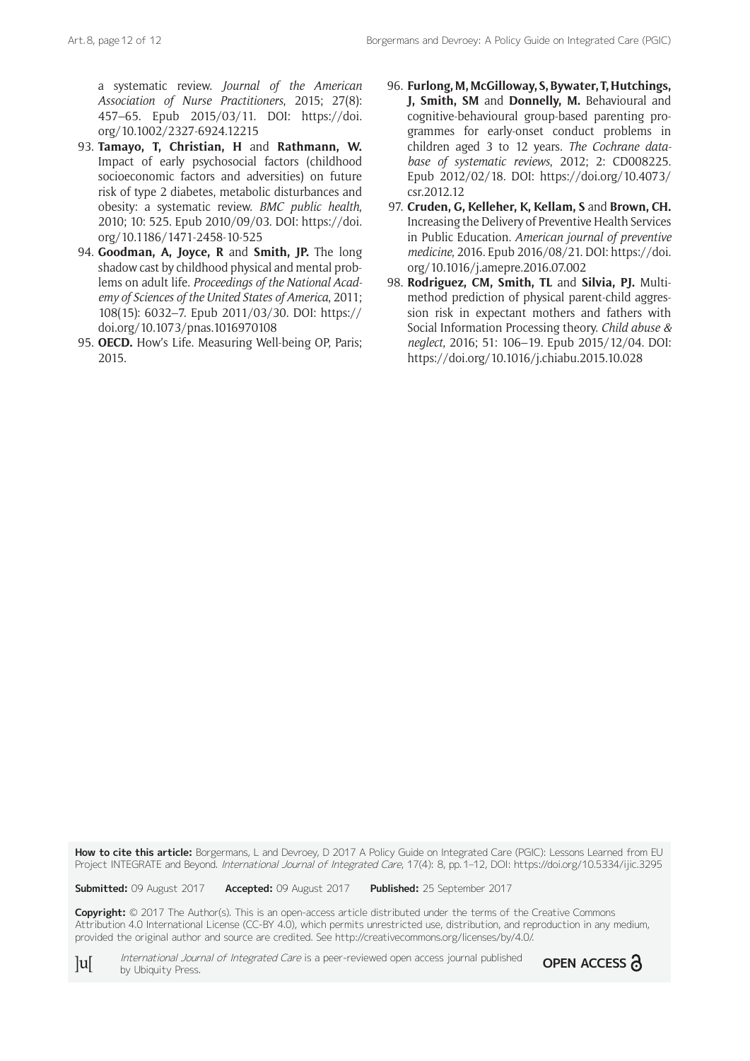a systematic review. *Journal of the American Association of Nurse Practitioners*, 2015; 27(8): 457–65. Epub 2015/03/11. DOI: https://doi.org/10.1002/2327-6924.12215

93. **Tamayo, T, Christian, H** and **Rathmann, W.** Impact of early psychosocial factors (childhood socioeconomic factors and adversities) on future risk of type 2 diabetes, metabolic disturbances and obesity: a systematic review. *BMC public health*, 2010; 10: 525. Epub 2010/09/03. DOI: https://doi.org/10.1186/1471-2458-10-525
94. **Goodman, A, Joyce, R** and **Smith, JP.** The long shadow cast by childhood physical and mental problems on adult life. *Proceedings of the National Academy of Sciences of the United States of America*, 2011; 108(15): 6032–7. Epub 2011/03/30. DOI: https://doi.org/10.1073/pnas.1016970108
95. **OECD.** How's Life. Measuring Well-being OP, Paris; 2015.
96. **Furlong, M, McGilloway, S, Bywater, T, Hutchings, J, Smith, SM** and **Donnelly, M.** Behavioural and cognitive-behavioural group-based parenting programmes for early-onset conduct problems in children aged 3 to 12 years. *The Cochrane database of systematic reviews*, 2012; 2: CD008225. Epub 2012/02/18. DOI: https://doi.org/10.4073/csr.2012.12
97. **Cruden, G, Kelleher, K, Kellam, S** and **Brown, CH.** Increasing the Delivery of Preventive Health Services in Public Education. *American journal of preventive medicine*, 2016. Epub 2016/08/21. DOI: https://doi.org/10.1016/j.amepre.2016.07.002
98. **Rodriguez, CM, Smith, TL** and **Silvia, PJ.** Multimethod prediction of physical parent-child aggression risk in expectant mothers and fathers with Social Information Processing theory. *Child abuse & neglect*, 2016; 51: 106–19. Epub 2015/12/04. DOI: https://doi.org/10.1016/j.chiabu.2015.10.028

**How to cite this article:** Borgermans, L and Devroey, D 2017 A Policy Guide on Integrated Care (PGIC): Lessons Learned from EU Project INTEGRATE and Beyond. *International Journal of Integrated Care*, 17(4): 8, pp. 1–12, DOI: https://doi.org/10.5334/ijic.3295

**Submitted:** 09 August 2017 **Accepted:** 09 August 2017 **Published:** 25 September 2017

**Copyright:** © 2017 The Author(s). This is an open-access article distributed under the terms of the Creative Commons Attribution 4.0 International License (CC-BY 4.0), which permits unrestricted use, distribution, and reproduction in any medium, provided the original author and source are credited. See http://creativecommons.org/licenses/by/4.0/.

*International Journal of Integrated Care* is a peer-reviewed open access journal published by Ubiquity Press.

**OPEN ACCESS**